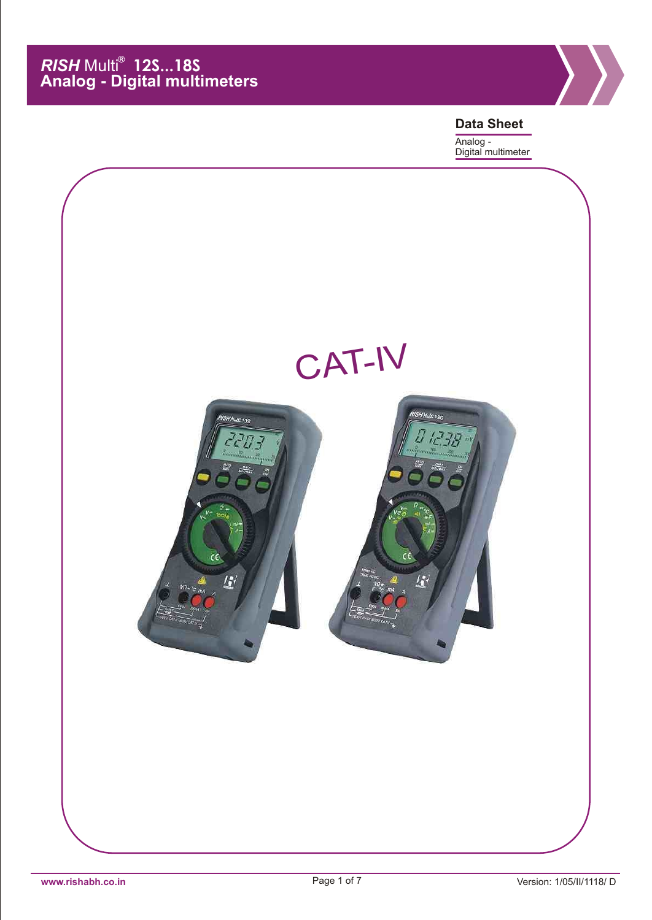# *RISH* Multi® 12S...18S
# Analog - Digital multimeters

**Data Sheet**

Analog - Digital multimeter

CAT-IV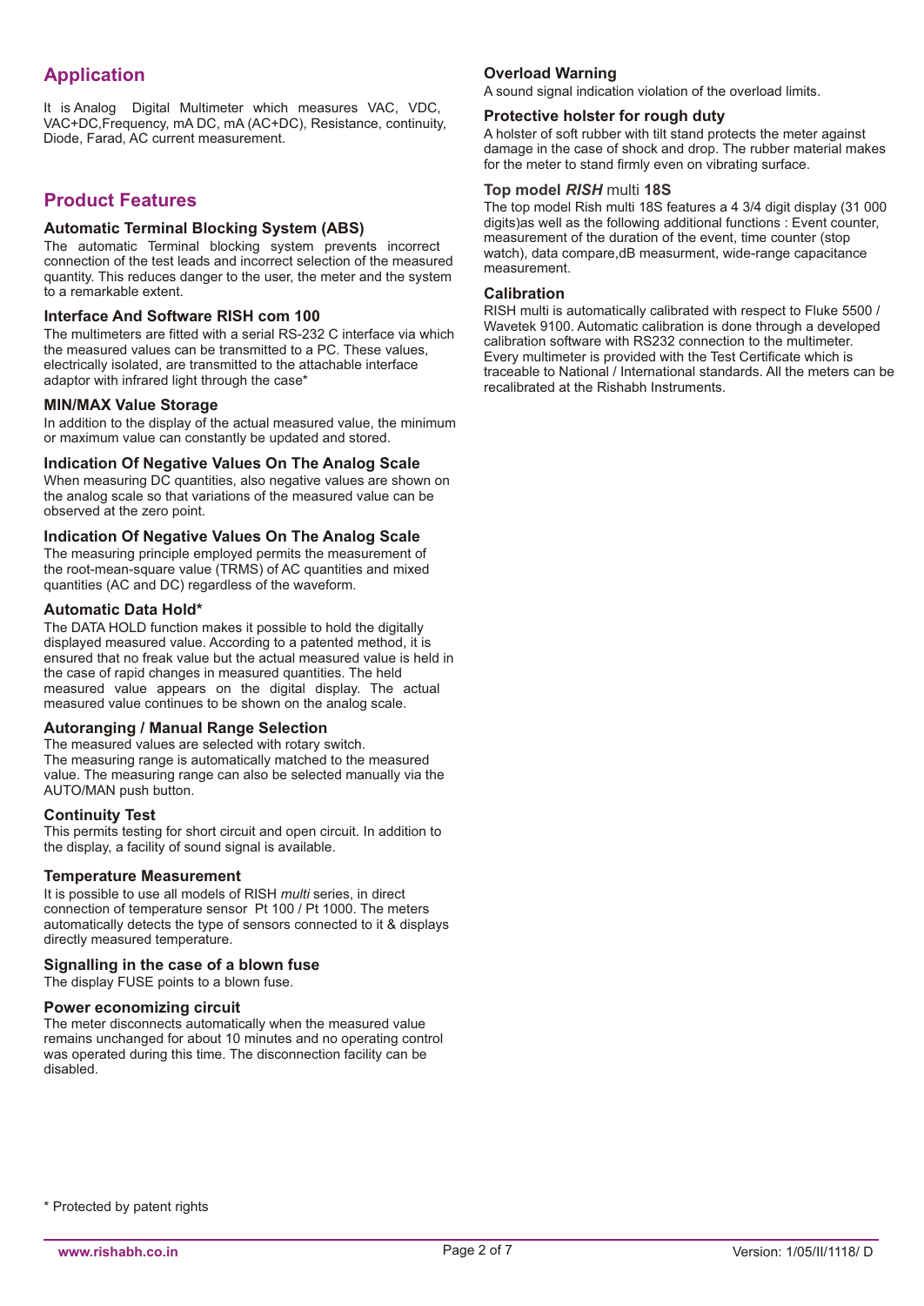## Application

It is Analog Digital Multimeter which measures VAC, VDC, VAC+DC,Frequency, mA DC, mA (AC+DC), Resistance, continuity, Diode, Farad, AC current measurement.

## Product Features

### Automatic Terminal Blocking System (ABS)

The automatic Terminal blocking system prevents incorrect connection of the test leads and incorrect selection of the measured quantity. This reduces danger to the user, the meter and the system to a remarkable extent.

### Interface And Software RISH com 100

The multimeters are fitted with a serial RS-232 C interface via which the measured values can be transmitted to a PC. These values, electrically isolated, are transmitted to the attachable interface adaptor with infrared light through the case*

### MIN/MAX Value Storage

In addition to the display of the actual measured value, the minimum or maximum value can constantly be updated and stored.

### Indication Of Negative Values On The Analog Scale

When measuring DC quantities, also negative values are shown on the analog scale so that variations of the measured value can be observed at the zero point.

### Indication Of Negative Values On The Analog Scale

The measuring principle employed permits the measurement of the root-mean-square value (TRMS) of AC quantities and mixed quantities (AC and DC) regardless of the waveform.

### Automatic Data Hold*

The DATA HOLD function makes it possible to hold the digitally displayed measured value. According to a patented method, it is ensured that no freak value but the actual measured value is held in the case of rapid changes in measured quantities. The held measured value appears on the digital display. The actual measured value continues to be shown on the analog scale.

### Autoranging / Manual Range Selection

The measured values are selected with rotary switch.
The measuring range is automatically matched to the measured value. The measuring range can also be selected manually via the AUTO/MAN push button.

### Continuity Test

This permits testing for short circuit and open circuit. In addition to the display, a facility of sound signal is available.

### Temperature Measurement

It is possible to use all models of RISH *multi* series, in direct connection of temperature sensor Pt 100 / Pt 1000. The meters automatically detects the type of sensors connected to it & displays directly measured temperature.

### Signalling in the case of a blown fuse

The display FUSE points to a blown fuse.

### Power economizing circuit

The meter disconnects automatically when the measured value remains unchanged for about 10 minutes and no operating control was operated during this time. The disconnection facility can be disabled.

### Overload Warning

A sound signal indication violation of the overload limits.

### Protective holster for rough duty

A holster of soft rubber with tilt stand protects the meter against damage in the case of shock and drop. The rubber material makes for the meter to stand firmly even on vibrating surface.

### Top model ***RISH*** multi **18S**

The top model Rish multi 18S features a 4 3/4 digit display (31 000 digits)as well as the following additional functions : Event counter, measurement of the duration of the event, time counter (stop watch), data compare,dB measurment, wide-range capacitance measurement.

### Calibration

RISH multi is automatically calibrated with respect to Fluke 5500 / Wavetek 9100. Automatic calibration is done through a developed calibration software with RS232 connection to the multimeter.
Every multimeter is provided with the Test Certificate which is traceable to National / International standards. All the meters can be recalibrated at the Rishabh Instruments.

* Protected by patent rights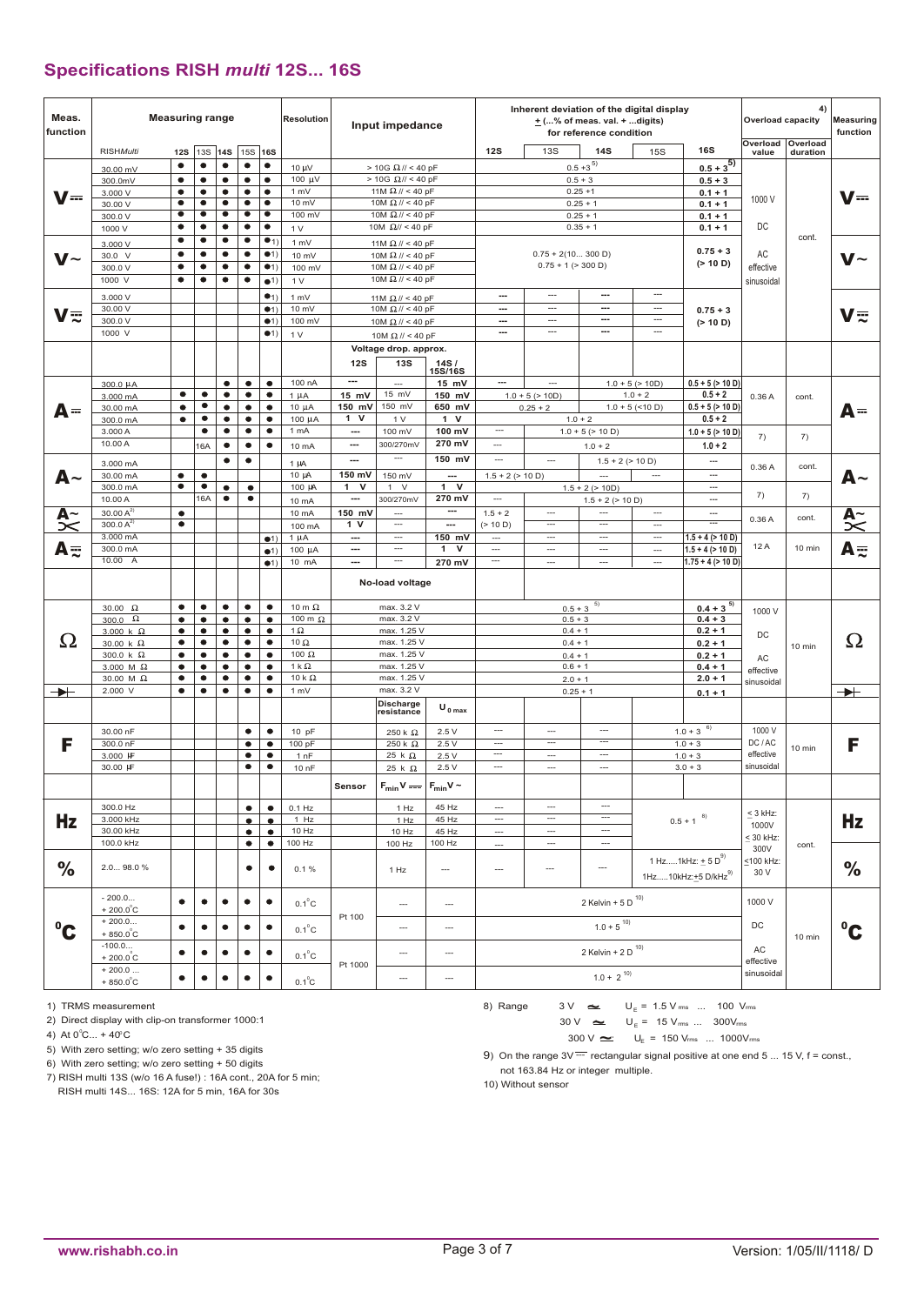# Specifications RISH *multi* 12S... 16S

| Meas. function | Measuring range | 12S | 13S | 14S | 15S | 16S | Resolution | Input impedance | | | Inherent deviation of the digital display ± (...% of meas. val. + ...digits) for reference condition 12S | 13S | 14S | 15S | 16S | Overload capacity[4] Overload value | Overload duration | Measuring function |
|---|---|---|---|---|---|---|---|---|---|---|---|---|---|---|---|---|---|---|
| | RISH*Multi* | 12S | 13S | 14S | 15S | 16S | | | | | 12S | 13S | 14S | 15S | 16S | Overload value | Overload duration | |
| V⎓ | 30.00 mV | ● | ● | ● | ● | ● | 10 µV | > 10G Ω // < 40 pF | | | 0.5 + 3[5] | | | | 0.5 + 3[5] | 1000 V DC | cont. | V⎓ |
| | 300.0mV | ● | ● | ● | ● | ● | 100 µV | > 10G Ω// < 40 pF | | | 0.5 + 3 | | | | 0.5 + 3 | | | |
| | 3.000 V | ● | ● | ● | ● | ● | 1 mV | 11M Ω // < 40 pF | | | 0.25 +1 | | | | 0.1 + 1 | | | |
| | 30.00 V | ● | ● | ● | ● | ● | 10 mV | 10M Ω // < 40 pF | | | 0.25 + 1 | | | | 0.1 + 1 | | | |
| | 300.0 V | ● | ● | ● | ● | ● | 100 mV | 10M Ω // < 40 pF | | | 0.25 + 1 | | | | 0.1 + 1 | | | |
| | 1000 V | ● | ● | ● | ● | ● | 1 V | 10M Ω// < 40 pF | | | 0.35 + 1 | | | | 0.1 + 1 | | | |
| V~ | 3.000 V | ● | ● | ● | ● | ●1) | 1 mV | 11M Ω // < 40 pF | | | 0.75 + 2(10... 300 D) 0.75 + 1 (> 300 D) | | | | 0.75 + 3 (> 10 D) | AC effective sinusoidal | | V~ |
| | 30.0 V | ● | ● | ● | ● | ●1) | 10 mV | 10M Ω // < 40 pF | | | | | | | | | | |
| | 300.0 V | ● | ● | ● | ● | ●1) | 100 mV | 10M Ω // < 40 pF | | | | | | | | | | |
| | 1000 V | ● | ● | ● | ● | ●1) | 1 V | 10M Ω // < 40 pF | | | | | | | | | | |
| V⎓~ | 3.000 V | | | | | ●1) | 1 mV | 11M Ω // < 40 pF | | | --- | --- | --- | --- | 0.75 + 3 (> 10 D) | | | V⎓~ |
| | 30.00 V | | | | | ●1) | 10 mV | 10M Ω // < 40 pF | | | --- | --- | --- | --- | | | | |
| | 300.0 V | | | | | ●1) | 100 mV | 10M Ω // < 40 pF | | | --- | --- | --- | --- | | | | |
| | 1000 V | | | | | ●1) | 1 V | 10M Ω // < 40 pF | | | --- | --- | --- | --- | | | | |
| | | | | | | | | Voltage drop. approx. | | | | | | | | | | |
| | | | | | | | | 12S | 13S | 14S / 15S/16S | | | | | | | | |
| A⎓ | 300.0 µA | | | ● | ● | ● | 100 nA | --- | --- | 15 mV | --- | --- | 1.0 + 5 (> 10D) | | 0.5 + 5 (> 10 D) | 0.36 A | cont. | A⎓ |
| | 3.000 mA | ● | ● | ● | ● | ● | 1 µA | 15 mV | 15 mV | 150 mV | 1.0 + 5 (> 10D) | | 1.0 + 2 | | 0.5 + 2 | | | |
| | 30.00 mA | ● | ● | ● | ● | ● | 10 µA | 150 mV | 150 mV | 650 mV | 0.25 + 2 | | 1.0 + 5 (<10 D) | | 0.5 + 5 (> 10 D) | | | |
| | 300.0 mA | ● | ● | ● | ● | ● | 100 µA | 1 V | 1 V | 1 V | 1.0 + 2 | | | | 0.5 + 2 | | | |
| | 3.000 A | | ● | ● | ● | ● | 1 mA | --- | 100 mV | 100 mV | --- | 1.0 + 5 (> 10 D) | | | 1.0 + 5 (> 10 D) | 7) | 7) | |
| | 10.00 A | | 16A | ● | ● | ● | 10 mA | --- | 300/270mV | 270 mV | --- | 1.0 + 2 | | | 1.0 + 2 | | | |
| A~ | 3.000 mA | | | ● | ● | | 1 µA | --- | --- | 150 mV | --- | --- | 1.5 + 2 (> 10 D) | | --- | 0.36 A | cont. | A~ |
| | 30.00 mA | ● | ● | | | | 10 µA | 150 mV | 150 mV | --- | 1.5 + 2 (> 10 D) | | --- | --- | --- | | | |
| | 300.0 mA | ● | ● | ● | ● | | 100 µA | 1 V | 1 V | 1 V | 1.5 + 2 (> 10D) | | | | --- | 7) | 7) | |
| | 10.00 A | | 16A | ● | ● | | 10 mA | --- | 300/270mV | 270 mV | --- | 1.5 + 2 (> 10 D) | | | --- | | | |
| A~ (clip-on) | 30.00 A[2] | ● | | | | | 10 mA | 150 mV | --- | --- | 1.5 + 2 (> 10 D) | --- | --- | --- | --- | 0.36 A | cont. | A~ (clip-on) |
| | 300.0 A[2] | ● | | | | | 100 mA | 1 V | --- | --- | | --- | --- | --- | --- | | | |
| A⎓~ | 3.000 mA | | | | | ●1) | 1 µA | --- | --- | 150 mV | --- | --- | --- | --- | 1.5 + 4 (> 10 D) | 12 A | 10 min | A⎓~ |
| | 300.0 mA | | | | | ●1) | 100 µA | --- | --- | 1 V | --- | --- | --- | --- | 1.5 + 4 (> 10 D) | | | |
| | 10.00 A | | | | | ●1) | 10 mA | --- | --- | 270 mV | --- | --- | --- | --- | 1.75 + 4 (> 10 D) | | | |
| | | | | | | | | No-load voltage | | | | | | | | | | |
| Ω | 30.00 Ω | ● | ● | ● | ● | ● | 10 m Ω | max. 3.2 V | | | 0.5 + 3[5] | | | | 0.4 + 3[5] | 1000 V DC AC effective sinusoidal | 10 min | Ω |
| | 300.0 Ω | ● | ● | ● | ● | ● | 100 m Ω | max. 3.2 V | | | 0.5 + 3 | | | | 0.4 + 3 | | | |
| | 3.000 k Ω | ● | ● | ● | ● | ● | 1 Ω | max. 1.25 V | | | 0.4 + 1 | | | | 0.2 + 1 | | | |
| | 30.00 k Ω | ● | ● | ● | ● | ● | 10 Ω | max. 1.25 V | | | 0.4 + 1 | | | | 0.2 + 1 | | | |
| | 300.0 k Ω | ● | ● | ● | ● | ● | 100 Ω | max. 1.25 V | | | 0.4 + 1 | | | | 0.2 + 1 | | | |
| | 3.000 M Ω | ● | ● | ● | ● | ● | 1 k Ω | max. 1.25 V | | | 0.6 + 1 | | | | 0.4 + 1 | | | |
| | 30.00 M Ω | ● | ● | ● | ● | ● | 10 k Ω | max. 1.25 V | | | 2.0 + 1 | | | | 2.0 + 1 | | | |
| ⊳⊢ | 2.000 V | ● | ● | ● | ● | ● | 1 mV | max. 3.2 V | | | 0.25 + 1 | | | | 0.1 + 1 | | | ⊳⊢ |
| | | | | | | | | | Discharge resistance | $U_{0\,max}$ | | | | | | | | |
| F | 30.00 nF | | | | ● | ● | 10 pF | | 250 k Ω | 2.5 V | --- | --- | --- | 1.0 + 3[6] | | 1000 V DC / AC effective sinusoidal | 10 min | F |
| | 300.0 nF | | | | ● | ● | 100 pF | | 250 k Ω | 2.5 V | --- | --- | --- | 1.0 + 3 | | | | |
| | 3.000 µF | | | | ● | ● | 1 nF | | 25 k Ω | 2.5 V | --- | --- | --- | 1.0 + 3 | | | | |
| | 30.00 µF | | | | ● | ● | 10 nF | | 25 k Ω | 2.5 V | --- | --- | --- | 3.0 + 3 | | | | |
| | | | | | | | | Sensor | $F_{min}$ V ⎓ | $F_{min}$ V ~ | | | | | | | | |
| Hz | 300.0 Hz | | | | ● | ● | 0.1 Hz | | 1 Hz | 45 Hz | --- | --- | --- | 0.5 + 1[8] | | ≤ 3 kHz: 1000V ≤ 30 kHz: 300V ≤100 kHz: 30 V | cont. | Hz |
| | 3.000 kHz | | | | ● | ● | 1 Hz | | 1 Hz | 45 Hz | --- | --- | --- | | | | | |
| | 30.00 kHz | | | | ● | ● | 10 Hz | | 10 Hz | 45 Hz | --- | --- | --- | | | | | |
| | 100.0 kHz | | | | ● | ● | 100 Hz | | 100 Hz | 100 Hz | --- | --- | --- | | | | | |
| % | 2.0... 98.0 % | | | | ● | ● | 0.1 % | | 1 Hz | --- | --- | --- | --- | 1 Hz.....1kHz: ± 5 D[9] 1Hz.....10kHz: ±5 D/kHz[9] | | | | % |
| °C | - 200.0... + 200.0°C | ● | ● | ● | ● | ● | 0.1°C | Pt 100 | --- | --- | 2 Kelvin + 5 D[10] | | | | | 1000 V DC AC effective sinusoidal | 10 min | °C |
| | + 200.0... + 850.0°C | ● | ● | ● | ● | ● | 0.1°C | | --- | --- | 1.0 + 5[10] | | | | | | | |
| | -100.0... + 200.0°C | ● | ● | ● | ● | ● | 0.1°C | Pt 1000 | --- | --- | 2 Kelvin + 2 D[10] | | | | | | | |
| | + 200.0 ... + 850.0°C | ● | ● | ● | ● | ● | 0.1°C | | --- | --- | 1.0 + 2[10] | | | | | | | |

1) TRMS measurement

2) Direct display with clip-on transformer 1000:1

4) At 0°C... + 40°C

5) With zero setting; w/o zero setting + 35 digits

6) With zero setting; w/o zero setting + 50 digits

7) RISH multi 13S (w/o 16 A fuse!) : 16A cont., 20A for 5 min;
RISH multi 14S... 16S: 12A for 5 min, 16A for 30s

8) Range
3 V ⎓~ $U_E$ = 1.5 $V_{rms}$ ... 100 $V_{rms}$
30 V ⎓~ $U_E$ = 15 $V_{rms}$ ... 300$V_{rms}$
300 V ⎓~ $U_E$ = 150 $V_{rms}$ ... 1000$V_{rms}$

9) On the range 3V⎓ rectangular signal positive at one end 5 ... 15 V, f = const., not 163.84 Hz or integer multiple.

10) Without sensor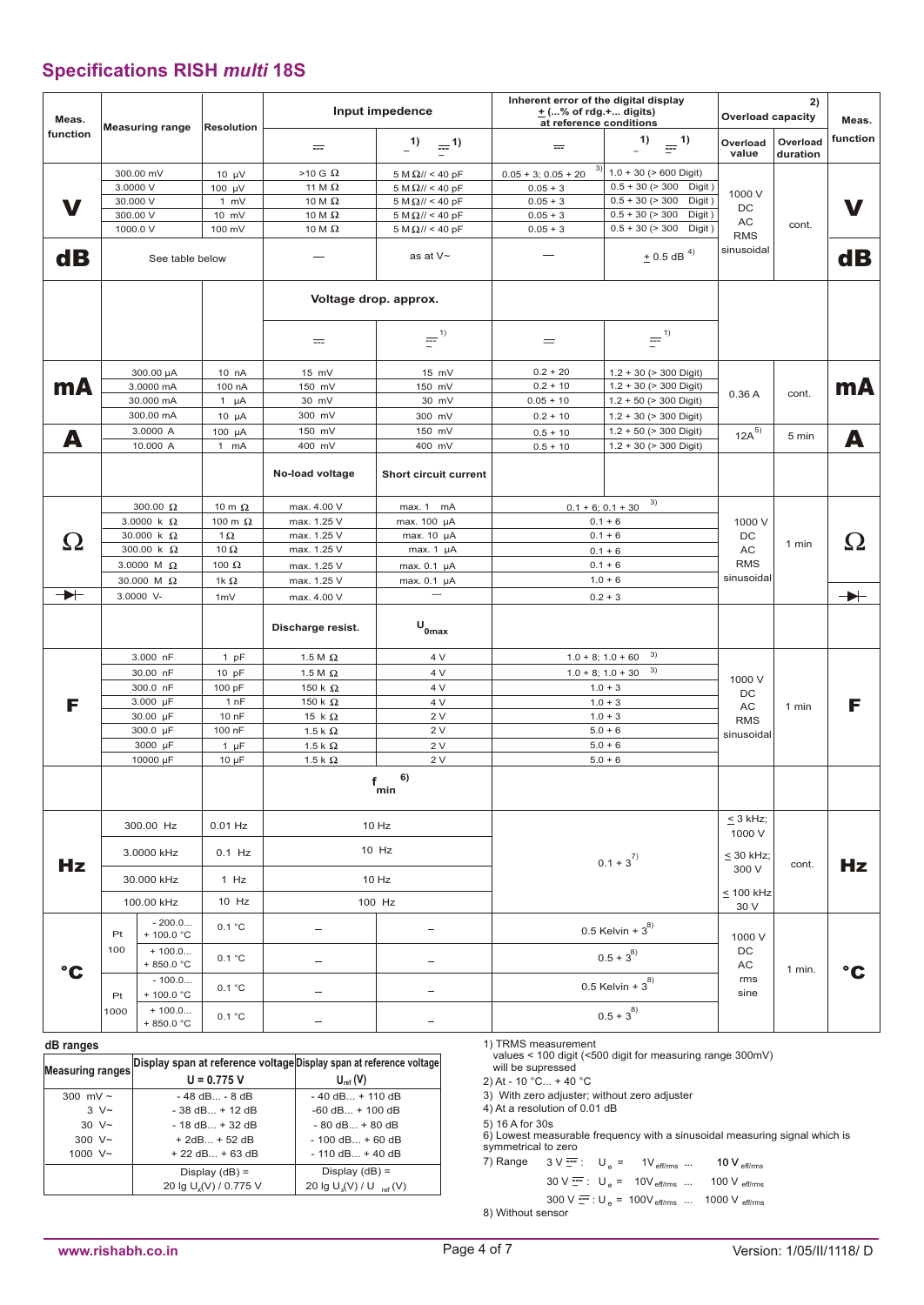## Specifications RISH *multi* 18S

| Meas. function | Measuring range | Resolution | Input impedence ⎓ | Input impedence ~ ⎓ [1] | Inherent error of the digital display ± (...% of rdg.+... digits) at reference conditions ⎓ | Inherent error ~ ⎓ [1] | Overload capacity [2] Overload value | Overload duration | Meas. function |
|---|---|---|---|---|---|---|---|---|---|
| **V** | 300.00 mV | 10 µV | >10 G Ω | 5 M Ω// < 40 pF | 0.05 + 3; 0.05 + 20 [3] | 1.0 + 30 (> 600 Digit) | 1000 V DC AC RMS sinusoidal | cont. | **V** |
| | 3.0000 V | 100 µV | 11 M Ω | 5 M Ω// < 40 pF | 0.05 + 3 | 0.5 + 30 (> 300 Digit) | | | |
| | 30.000 V | 1 mV | 10 M Ω | 5 M Ω// < 40 pF | 0.05 + 3 | 0.5 + 30 (> 300 Digit) | | | |
| | 300.00 V | 10 mV | 10 M Ω | 5 M Ω// < 40 pF | 0.05 + 3 | 0.5 + 30 (> 300 Digit) | | | |
| | 1000.0 V | 100 mV | 10 M Ω | 5 M Ω// < 40 pF | 0.05 + 3 | 0.5 + 30 (> 300 Digit) | | | |
| **dB** | See table below | | — | as at V~ | — | ± 0.5 dB [4] | | | **dB** |
| | | | **Voltage drop. approx.** ⎓ | **Voltage drop. approx.** ~ ⎓ [1] | ⎓ | ~ ⎓ [1] | | | |
| **mA** | 300.00 µA | 10 nA | 15 mV | 15 mV | 0.2 + 20 | 1.2 + 30 (> 300 Digit) | 0.36 A | cont. | **mA** |
| | 3.0000 mA | 100 nA | 150 mV | 150 mV | 0.2 + 10 | 1.2 + 30 (> 300 Digit) | | | |
| | 30.000 mA | 1 µA | 30 mV | 30 mV | 0.05 + 10 | 1.2 + 50 (> 300 Digit) | | | |
| | 300.00 mA | 10 µA | 300 mV | 300 mV | 0.2 + 10 | 1.2 + 30 (> 300 Digit) | | | |
| **A** | 3.0000 A | 100 µA | 150 mV | 150 mV | 0.5 + 10 | 1.2 + 50 (> 300 Digit) | 12A [5] | 5 min | **A** |
| | 10.000 A | 1 mA | 400 mV | 400 mV | 0.5 + 10 | 1.2 + 30 (> 300 Digit) | | | |
| | | | **No-load voltage** | **Short circuit current** | | | | | |
| **Ω** | 300.00 Ω | 10 m Ω | max. 4.00 V | max. 1 mA | 0.1 + 6; 0.1 + 30 [3] | | 1000 V DC AC RMS sinusoidal | 1 min | **Ω** |
| | 3.0000 k Ω | 100 m Ω | max. 1.25 V | max. 100 µA | 0.1 + 6 | | | | |
| | 30.000 k Ω | 1 Ω | max. 1.25 V | max. 10 µA | 0.1 + 6 | | | | |
| | 300.00 k Ω | 10 Ω | max. 1.25 V | max. 1 µA | 0.1 + 6 | | | | |
| | 3.0000 M Ω | 100 Ω | max. 1.25 V | max. 0.1 µA | 0.1 + 6 | | | | |
| | 30.000 M Ω | 1k Ω | max. 1.25 V | max. 0.1 µA | 1.0 + 6 | | | | |
| **⊳⊢** | 3.0000 V- | 1mV | max. 4.00 V | --- | 0.2 + 3 | | | | **⊳⊢** |
| | | | **Discharge resist.** | **$U_{0max}$** | | | | | |
| **F** | 3.000 nF | 1 pF | 1.5 M Ω | 4 V | 1.0 + 8; 1.0 + 60 [3] | | 1000 V DC AC RMS sinusoidal | 1 min | **F** |
| | 30.00 nF | 10 pF | 1.5 M Ω | 4 V | 1.0 + 8; 1.0 + 30 [3] | | | | |
| | 300.0 nF | 100 pF | 150 k Ω | 4 V | 1.0 + 3 | | | | |
| | 3.000 µF | 1 nF | 150 k Ω | 4 V | 1.0 + 3 | | | | |
| | 30.00 µF | 10 nF | 15 k Ω | 2 V | 1.0 + 3 | | | | |
| | 300.0 µF | 100 nF | 1.5 k Ω | 2 V | 5.0 + 6 | | | | |
| | 3000 µF | 1 µF | 1.5 k Ω | 2 V | 5.0 + 6 | | | | |
| | 10000 µF | 10 µF | 1.5 k Ω | 2 V | 5.0 + 6 | | | | |
| | | | $f_{min}$ [6] | | | | | | |
| **Hz** | 300.00 Hz | 0.01 Hz | 10 Hz | | 0.1 + 3 [7] | | ≤ 3 kHz; 1000 V | cont. | **Hz** |
| | 3.0000 kHz | 0.1 Hz | 10 Hz | | | | ≤ 30 kHz; 300 V | | |
| | 30.000 kHz | 1 Hz | 10 Hz | | | | | | |
| | 100.00 kHz | 10 Hz | 100 Hz | | | | ≤ 100 kHz 30 V | | |
| **°C** | Pt 100: - 200.0... + 100.0 °C | 0.1 °C | – | – | 0.5 Kelvin + 3 [8] | | 1000 V DC AC rms sine | 1 min. | **°C** |
| | Pt 100: + 100.0... + 850.0 °C | 0.1 °C | – | – | 0.5 + 3 [8] | | | | |
| | Pt 1000: - 100.0... + 100.0 °C | 0.1 °C | – | – | 0.5 Kelvin + 3 [8] | | | | |
| | Pt 1000: + 100.0... + 850.0 °C | 0.1 °C | – | – | 0.5 + 3 [8] | | | | |

### dB ranges

| Measuring ranges | Display span at reference voltage U = 0.775 V | Display span at reference voltage $U_{ref}$ (V) |
|---|---|---|
| 300 mV ~ | - 48 dB... - 8 dB | - 40 dB... + 110 dB |
| 3 V~ | - 38 dB... + 12 dB | -60 dB... + 100 dB |
| 30 V~ | - 18 dB... + 32 dB | - 80 dB... + 80 dB |
| 300 V~ | + 2dB... + 52 dB | - 100 dB... + 60 dB |
| 1000 V~ | + 22 dB... + 63 dB | - 110 dB... + 40 dB |
| | Display (dB) = 20 lg $U_x$(V) / 0.775 V | Display (dB) = 20 lg $U_x$(V) / $U_{ref}$(V) |

1) TRMS measurement values < 100 digit (<500 digit for measuring range 300mV) will be supressed
2) At - 10 °C... + 40 °C
3) With zero adjuster; without zero adjuster
4) At a resolution of 0.01 dB
5) 16 A for 30s
6) Lowest measurable frequency with a sinusoidal measuring signal which is symmetrical to zero
7) Range
   3 V ⎓ : $U_e$ = 1$V_{eff/rms}$ ... 10 $V_{eff/rms}$
   30 V ⎓ : $U_e$ = 10$V_{eff/rms}$ ... 100 $V_{eff/rms}$
   300 V ⎓ : $U_e$ = 100$V_{eff/rms}$ ... 1000 $V_{eff/rms}$
8) Without sensor

www.rishabh.co.in — Version: 1/05/II/1118/ D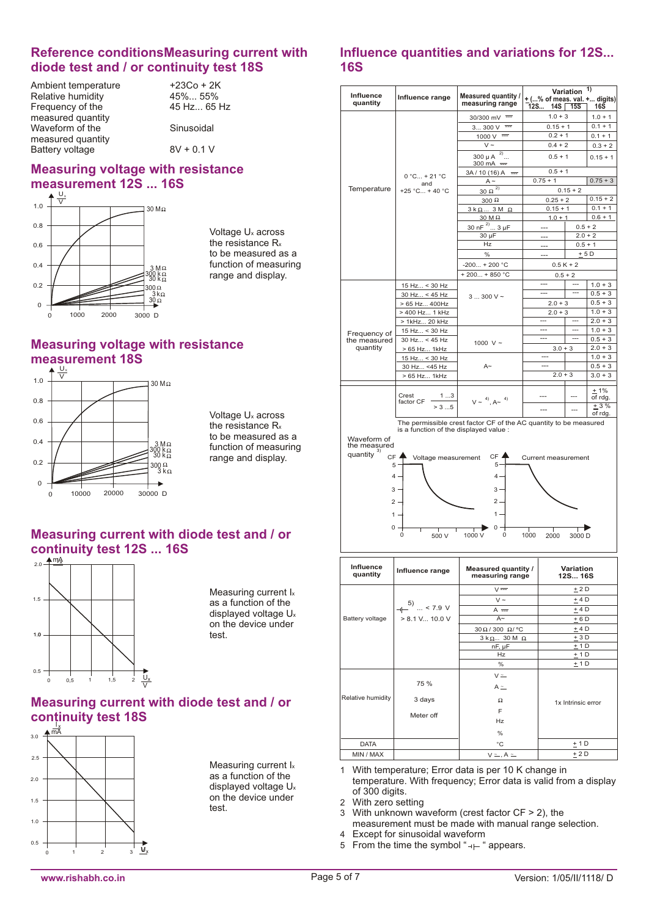## Reference conditionsMeasuring current with diode test and / or continuity test 18S

| | |
|---|---|
| Ambient temperature | +23Co + 2K |
| Relative humidity | 45%... 55% |
| Frequency of the measured quantity | 45 Hz... 65 Hz |
| Waveform of the measured quantity | Sinusoidal |
| Battery voltage | 8V + 0.1 V |

## Measuring voltage with resistance measurement 12S ... 16S

Voltage $U_x$ across the resistance $R_x$ to be measured as a function of measuring range and display.

## Measuring voltage with resistance measurement 18S

Voltage $U_x$ across the resistance $R_x$ to be measured as a function of measuring range and display.

## Measuring current with diode test and / or continuity test 12S ... 16S

Measuring current $I_x$ as a function of the displayed voltage $U_x$ on the device under test.

## Measuring current with diode test and / or continuity test 18S

Measuring current $I_x$ as a function of the displayed voltage $U_x$ on the device under test.

## Influence quantities and variations for 12S... 16S

| Influence quantity | Influence range | Measured quantity / measuring range | Variation [1] ± (...% of meas. val. +... digits) 12S... | 14S | 15S | 16S |
|---|---|---|---|---|---|---|
| Temperature | 0 °C... + 21 °C and +25 °C... + 40 °C | 30/300 mV ⎓ | 1.0 + 3 | | | 1.0 + 1 |
| | | 3... 300 V ⎓ | 0.15 + 1 | | | 0.1 + 1 |
| | | 1000 V ⎓ | 0.2 + 1 | | | 0.1 + 1 |
| | | V ~ | 0.4 + 2 | | | 0.3 + 2 |
| | | 300 μA [2]... 300 mA ⎓ | 0.5 + 1 | | | 0.15 + 1 |
| | | 3A / 10 (16) A ⎓ | 0.5 + 1 | | | |
| | | A ~ | 0.75 + 1 | | | 0.75 + 3 |
| | | 30 Ω [2] | 0.15 + 2 | | | |
| | | 300 Ω | 0.25 + 2 | | | 0.15 + 2 |
| | | 3 kΩ... 3 M Ω | 0.15 + 1 | | | 0.1 + 1 |
| | | 30 M Ω | 1.0 + 1 | | | 0.6 + 1 |
| | | 30 nF [2]... 3 μF | --- | 0.5 + 2 | | |
| | | 30 μF | --- | 2.0 + 2 | | |
| | | Hz | --- | 0.5 + 1 | | |
| | | % | --- | ± 5 D | | |
| | | -200... + 200 °C | 0.5 K + 2 | | | |
| | | + 200... + 850 °C | 0.5 + 2 | | | |
| Frequency of the measured quantity | 15 Hz... < 30 Hz | 3 ... 300 V ~ | --- | --- | | 1.0 + 3 |
| | 30 Hz... < 45 Hz | | --- | --- | | 0.5 + 3 |
| | > 65 Hz... 400Hz | | 2.0 + 3 | | | 0.5 + 3 |
| | > 400 Hz... 1 kHz | | 2.0 + 3 | | | 1.0 + 3 |
| | > 1kHz... 20 kHz | | --- | --- | | 2.0 + 3 |
| | 15 Hz... < 30 Hz | 1000 V ~ | --- | --- | | 1.0 + 3 |
| | 30 Hz... < 45 Hz | | --- | --- | | 0.5 + 3 |
| | > 65 Hz... 1kHz | | 3.0 + 3 | | | 2.0 + 3 |
| | 15 Hz... < 30 Hz | A~ | --- | | | 1.0 + 3 |
| | 30 Hz... <45 Hz | | --- | | | 0.5 + 3 |
| | > 65 Hz... 1kHz | | 2.0 + 3 | | | 3.0 + 3 |
| Waveform of the measured quantity [3] | Crest factor CF 1 ...3 | V ~ [4], A~ [4] | --- | --- | | ± 1% of rdg. |
| | > 3 ...5 | | --- | --- | | ± 3 % of rdg. |

The permissible crest factor CF of the AC quantity to be measured is a function of the displayed value :

Voltage measurement / Current measurement

| Influence quantity | Influence range | Measured quantity / measuring range | Variation 12S... 16S |
|---|---|---|---|
| Battery voltage | [5] ... < 7.9 V > 8.1 V... 10.0 V | V ⎓ | ± 2 D |
| | | V ~ | ± 4 D |
| | | A ⎓ | ± 4 D |
| | | A~ | ± 6 D |
| | | 30 Ω / 300 Ω/ °C | ± 4 D |
| | | 3 kΩ... 30 M Ω | ± 3 D |
| | | nF, μF | ± 1 D |
| | | Hz | ± 1 D |
| | | % | ± 1 D |
| Relative humidity | 75 % 3 days Meter off | V ⎓, A ⎓, Ω, F, Hz, % | 1x Intrinsic error |
| DATA | | °C | ± 1 D |
| MIN / MAX | | V ⎓, A ⎓ | ± 2 D |

1 With temperature; Error data is per 10 K change in temperature. With frequency; Error data is valid from a display of 300 digits.
2 With zero setting
3 With unknown waveform (crest factor CF > 2), the measurement must be made with manual range selection.
4 Except for sinusoidal waveform
5 From the time the symbol "⊣⊢" appears.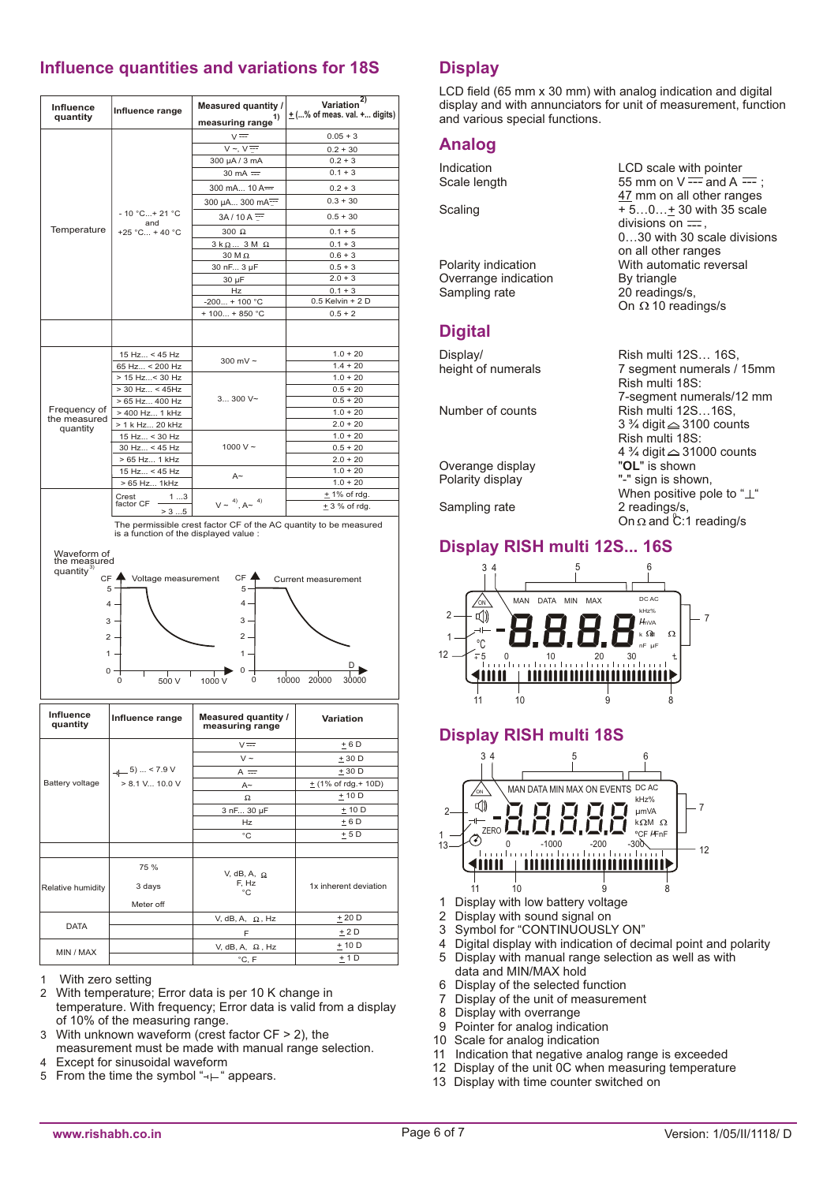## Influence quantities and variations for 18S

| Influence quantity | Influence range | Measured quantity / measuring range [1] | Variation [2] ± (...% of meas. val. +... digits) |
|---|---|---|---|
| Temperature | - 10 °C...+ 21 °C and +25 °C... + 40 °C | V ⎓ | 0.05 + 3 |
| | | V ~, V ⎓ | 0.2 + 30 |
| | | 300 µA / 3 mA | 0.2 + 3 |
| | | 30 mA ⎓ | 0.1 + 3 |
| | | 300 mA... 10 A ⎓ | 0.2 + 3 |
| | | 300 µA... 300 mA ⎓ | 0.3 + 30 |
| | | 3A / 10 A ⎓ | 0.5 + 30 |
| | | 300 Ω | 0.1 + 5 |
| | | 3 kΩ ... 3 M Ω | 0.1 + 3 |
| | | 30 M Ω | 0.6 + 3 |
| | | 30 nF... 3 µF | 0.5 + 3 |
| | | 30 µF | 2.0 + 3 |
| | | Hz | 0.1 + 3 |
| | | -200... + 100 °C | 0.5 Kelvin + 2 D |
| | | + 100... + 850 °C | 0.5 + 2 |
| | | | |
| Frequency of the measured quantity | 15 Hz... < 45 Hz | 300 mV ~ | 1.0 + 20 |
| | 65 Hz... < 200 Hz | | 1.4 + 20 |
| | > 15 Hz...< 30 Hz | 3... 300 V~ | 1.0 + 20 |
| | > 30 Hz... < 45Hz | | 0.5 + 20 |
| | > 65 Hz... 400 Hz | | 0.5 + 20 |
| | > 400 Hz... 1 kHz | | 1.0 + 20 |
| | > 1 k Hz... 20 kHz | | 2.0 + 20 |
| | 15 Hz... < 30 Hz | 1000 V ~ | 1.0 + 20 |
| | 30 Hz... < 45 Hz | | 0.5 + 20 |
| | > 65 Hz... 1 kHz | | 2.0 + 20 |
| | 15 Hz... < 45 Hz | A~ | 1.0 + 20 |
| | > 65 Hz... 1kHz | | 1.0 + 20 |
| Waveform of the measured quantity [3] | Crest factor CF 1 ...3 | V ~ [4], A~ [4] | ± 1% of rdg. |
| | > 3 ...5 | | ± 3 % of rdg. |

The permissible crest factor CF of the AC quantity to be measured is a function of the displayed value :

| Influence quantity | Influence range | Measured quantity / measuring range | Variation |
|---|---|---|---|
| Battery voltage | [5] ... < 7.9 V > 8.1 V... 10.0 V | V ⎓ | ± 6 D |
| | | V ~ | ± 30 D |
| | | A ⎓ | ± 30 D |
| | | A~ | ± (1% of rdg.+ 10D) |
| | | Ω | ± 10 D |
| | | 3 nF... 30 µF | ± 10 D |
| | | Hz | ± 6 D |
| | | °C | ± 5 D |
| | | | |
| Relative humidity | 75 % 3 days Meter off | V, dB, A, Ω, F, Hz °C | 1x inherent deviation |
| DATA | | V, dB, A, Ω, Hz | ± 20 D |
| | | F | ± 2 D |
| MIN / MAX | | V, dB, A, Ω, Hz | ± 10 D |
| | | °C, F | ± 1 D |

1 With zero setting
2 With temperature; Error data is per 10 K change in temperature. With frequency; Error data is valid from a display of 10% of the measuring range.
3 With unknown waveform (crest factor CF > 2), the measurement must be made with manual range selection.
4 Except for sinusoidal waveform
5 From the time the symbol "⊣⊢" appears.

## Display

LCD field (65 mm x 30 mm) with analog indication and digital display and with annunciators for unit of measurement, function and various special functions.

## Analog

| | |
|---|---|
| Indication | LCD scale with pointer |
| Scale length | 55 mm on V ⎓ and A ⎓ ; 47 mm on all other ranges |
| Scaling | + 5…0…± 30 with 35 scale divisions on ⎓, 0…30 with 30 scale divisions on all other ranges |
| Polarity indication | With automatic reversal |
| Overrange indication | By triangle |
| Sampling rate | 20 readings/s, On Ω 10 readings/s |

## Digital

| | |
|---|---|
| Display/ height of numerals | Rish multi 12S… 16S, 7 segment numerals / 15mm Rish multi 18S: 7-segment numerals/12 mm |
| Number of counts | Rish multi 12S…16S, 3 ¾ digit ≙ 3100 counts Rish multi 18S: 4 ¾ digit ≙ 31000 counts |
| Overange display | "**OL**" is shown |
| Polarity display | "-" sign is shown, When positive pole to "⊥" |
| Sampling rate | 2 readings/s, On Ω and C:1 reading/s |

## Display RISH multi 12S... 16S

## Display RISH multi 18S

1 Display with low battery voltage
2 Display with sound signal on
3 Symbol for "CONTINUOUSLY ON"
4 Digital display with indication of decimal point and polarity
5 Display with manual range selection as well as with data and MIN/MAX hold
6 Display of the selected function
7 Display of the unit of measurement
8 Display with overrange
9 Pointer for analog indication
10 Scale for analog indication
11 Indication that negative analog range is exceeded
12 Display of the unit 0C when measuring temperature
13 Display with time counter switched on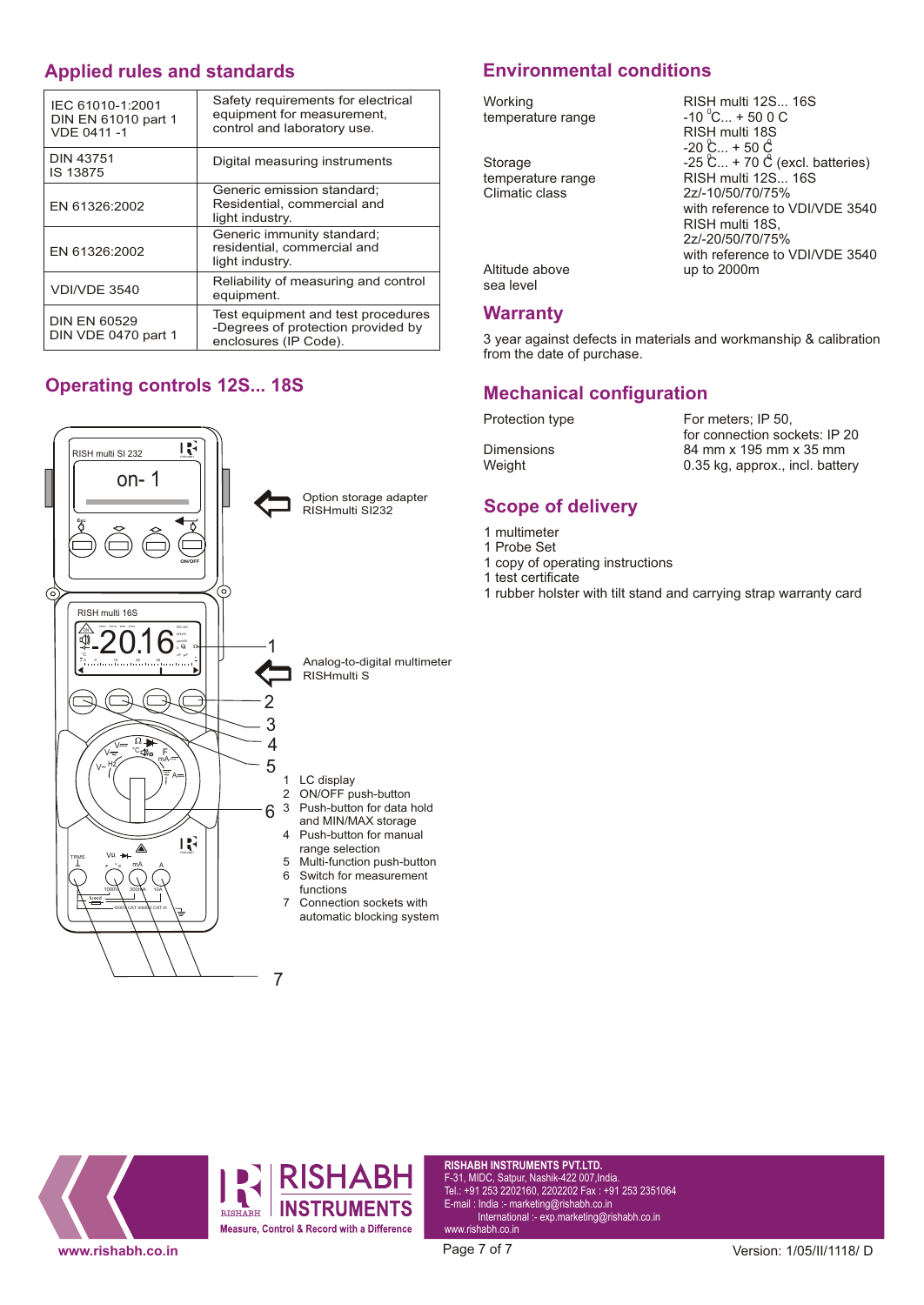## Applied rules and standards

| | |
|---|---|
| IEC 61010-1:2001<br>DIN EN 61010 part 1<br>VDE 0411 -1 | Safety requirements for electrical equipment for measurement, control and laboratory use. |
| DIN 43751<br>IS 13875 | Digital measuring instruments |
| EN 61326:2002 | Generic emission standard; Residential, commercial and light industry. |
| EN 61326:2002 | Generic immunity standard; residential, commercial and light industry. |
| VDI/VDE 3540 | Reliability of measuring and control equipment. |
| DIN EN 60529<br>DIN VDE 0470 part 1 | Test equipment and test procedures -Degrees of protection provided by enclosures (IP Code). |

## Operating controls 12S... 18S

Option storage adapter RISHmulti SI232

Analog-to-digital multimeter RISHmulti S

1 LC display
2 ON/OFF push-button
3 Push-button for data hold and MIN/MAX storage
4 Push-button for manual range selection
5 Multi-function push-button
6 Switch for measurement functions
7 Connection sockets with automatic blocking system

## Environmental conditions

| | |
|---|---|
| Working temperature range | RISH multi 12S... 16S<br>-10 °C... + 50 0 C<br>RISH multi 18S<br>-20 °C... + 50 °C |
| Storage temperature range | -25 °C... + 70 °C (excl. batteries) |
| Climatic class | RISH multi 12S... 16S<br>2z/-10/50/70/75%<br>with reference to VDI/VDE 3540<br>RISH multi 18S,<br>2z/-20/50/70/75%<br>with reference to VDI/VDE 3540 |
| Altitude above sea level | up to 2000m |

## Warranty

3 year against defects in materials and workmanship & calibration from the date of purchase.

## Mechanical configuration

| | |
|---|---|
| Protection type | For meters; IP 50,<br>for connection sockets: IP 20 |
| Dimensions | 84 mm x 195 mm x 35 mm |
| Weight | 0.35 kg, approx., incl. battery |

## Scope of delivery

1 multimeter
1 Probe Set
1 copy of operating instructions
1 test certificate
1 rubber holster with tilt stand and carrying strap warranty card

**RISHABH INSTRUMENTS PVT.LTD.**
F-31, MIDC, Satpur, Nashik-422 007,India.
Tel.: +91 253 2202160, 2202202 Fax : +91 253 2351064
E-mail : India :- marketing@rishabh.co.in
International :- exp.marketing@rishabh.co.in
www.rishabh.co.in

Version: 1/05/II/1118/ D